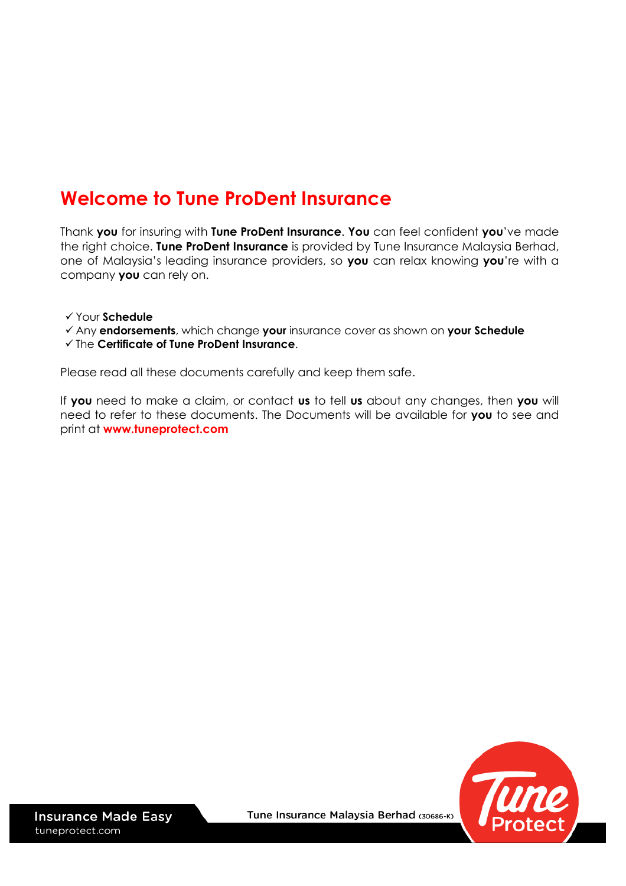# Welcome to Tune ProDent Insurance

Thank **you** for insuring with **Tune ProDent Insurance**. **You** can feel confident **you**'ve made the right choice. **Tune ProDent Insurance** is provided by Tune Insurance Malaysia Berhad, one of Malaysia's leading insurance providers, so **you** can relax knowing **you**'re with a company **you** can rely on.

- ✓ Your **Schedule**
- ✓ Any **endorsements**, which change **your** insurance cover as shown on **your Schedule**
- ✓ The **Certificate of Tune ProDent Insurance**.

Please read all these documents carefully and keep them safe.

If **you** need to make a claim, or contact **us** to tell **us** about any changes, then **you** will need to refer to these documents. The Documents will be available for **you** to see and print at **www.tuneprotect.com**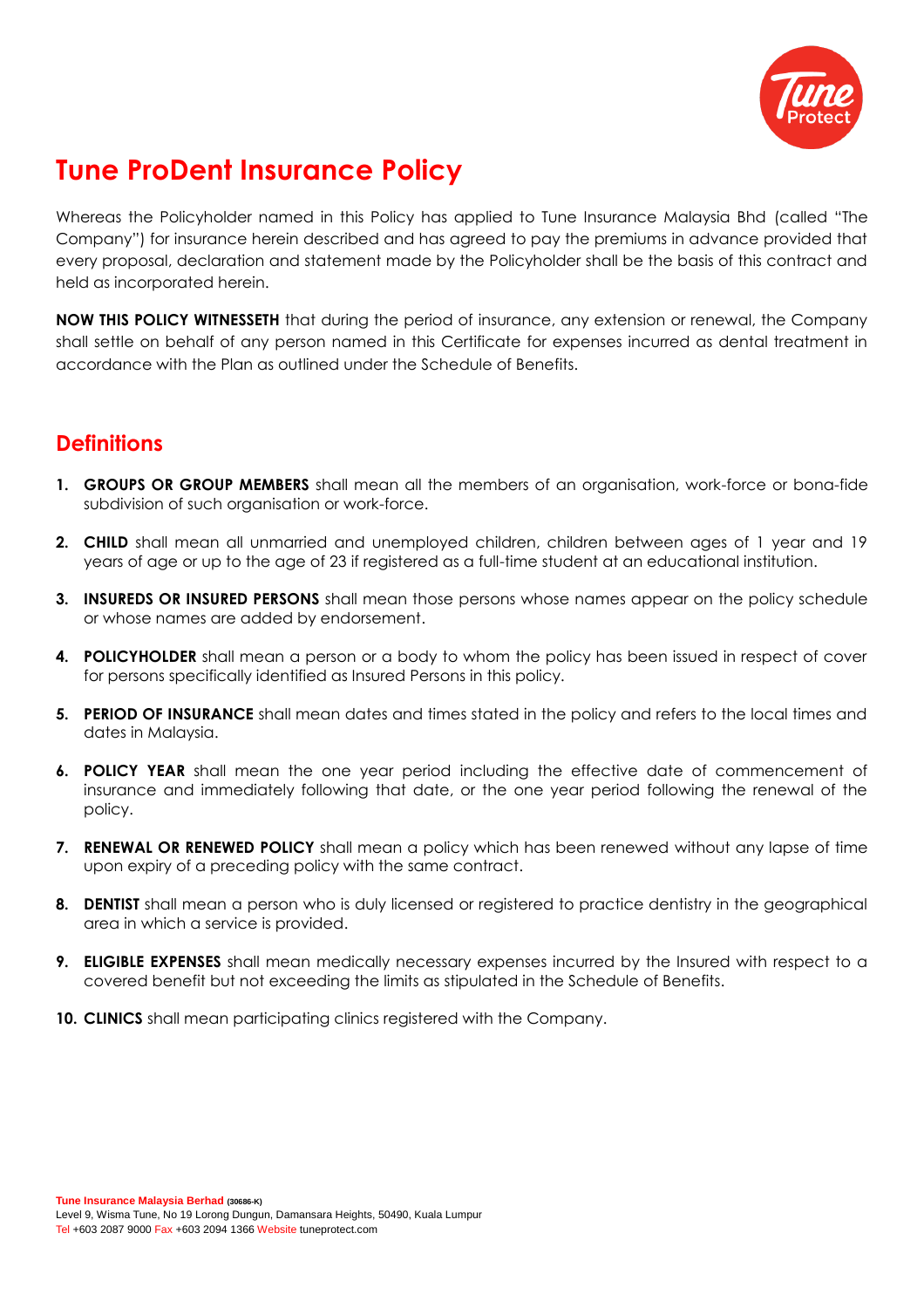# Tune ProDent Insurance Policy

Whereas the Policyholder named in this Policy has applied to Tune Insurance Malaysia Bhd (called "The Company") for insurance herein described and has agreed to pay the premiums in advance provided that every proposal, declaration and statement made by the Policyholder shall be the basis of this contract and held as incorporated herein.

**NOW THIS POLICY WITNESSETH** that during the period of insurance, any extension or renewal, the Company shall settle on behalf of any person named in this Certificate for expenses incurred as dental treatment in accordance with the Plan as outlined under the Schedule of Benefits.

## Definitions

1. **GROUPS OR GROUP MEMBERS** shall mean all the members of an organisation, work-force or bona-fide subdivision of such organisation or work-force.
2. **CHILD** shall mean all unmarried and unemployed children, children between ages of 1 year and 19 years of age or up to the age of 23 if registered as a full-time student at an educational institution.
3. **INSUREDS OR INSURED PERSONS** shall mean those persons whose names appear on the policy schedule or whose names are added by endorsement.
4. **POLICYHOLDER** shall mean a person or a body to whom the policy has been issued in respect of cover for persons specifically identified as Insured Persons in this policy.
5. **PERIOD OF INSURANCE** shall mean dates and times stated in the policy and refers to the local times and dates in Malaysia.
6. **POLICY YEAR** shall mean the one year period including the effective date of commencement of insurance and immediately following that date, or the one year period following the renewal of the policy.
7. **RENEWAL OR RENEWED POLICY** shall mean a policy which has been renewed without any lapse of time upon expiry of a preceding policy with the same contract.
8. **DENTIST** shall mean a person who is duly licensed or registered to practice dentistry in the geographical area in which a service is provided.
9. **ELIGIBLE EXPENSES** shall mean medically necessary expenses incurred by the Insured with respect to a covered benefit but not exceeding the limits as stipulated in the Schedule of Benefits.
10. **CLINICS** shall mean participating clinics registered with the Company.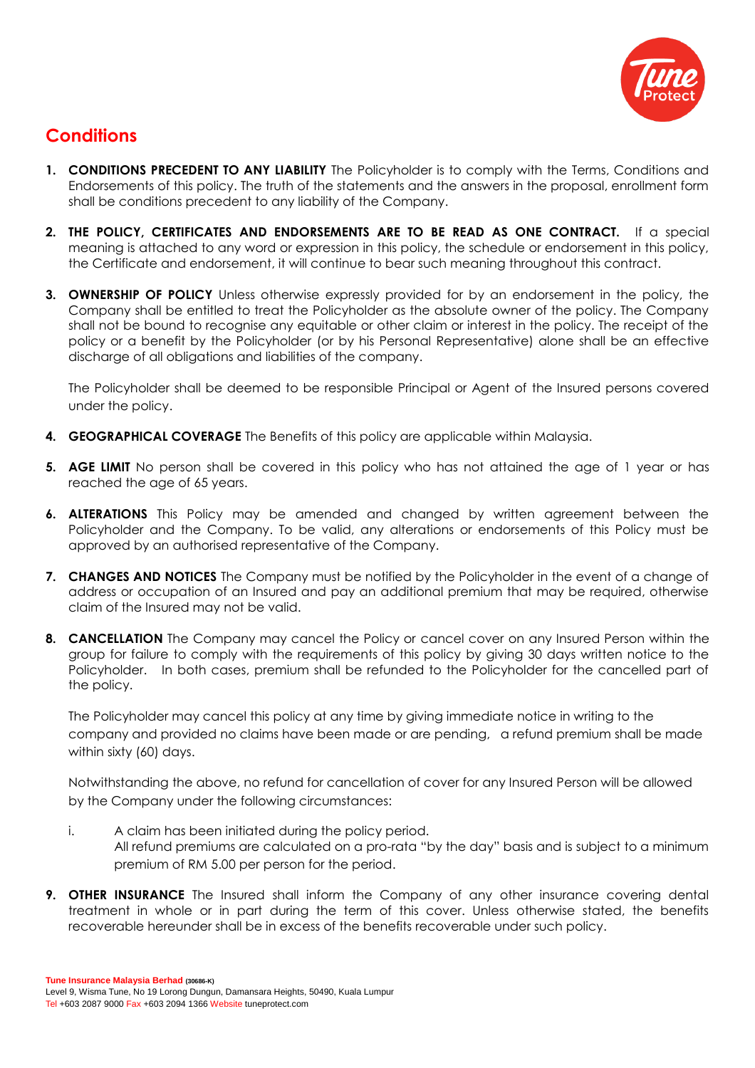## Conditions

1. **CONDITIONS PRECEDENT TO ANY LIABILITY** The Policyholder is to comply with the Terms, Conditions and Endorsements of this policy. The truth of the statements and the answers in the proposal, enrollment form shall be conditions precedent to any liability of the Company.

2. **THE POLICY, CERTIFICATES AND ENDORSEMENTS ARE TO BE READ AS ONE CONTRACT.** If a special meaning is attached to any word or expression in this policy, the schedule or endorsement in this policy, the Certificate and endorsement, it will continue to bear such meaning throughout this contract.

3. **OWNERSHIP OF POLICY** Unless otherwise expressly provided for by an endorsement in the policy, the Company shall be entitled to treat the Policyholder as the absolute owner of the policy. The Company shall not be bound to recognise any equitable or other claim or interest in the policy. The receipt of the policy or a benefit by the Policyholder (or by his Personal Representative) alone shall be an effective discharge of all obligations and liabilities of the company.

   The Policyholder shall be deemed to be responsible Principal or Agent of the Insured persons covered under the policy.

4. **GEOGRAPHICAL COVERAGE** The Benefits of this policy are applicable within Malaysia.

5. **AGE LIMIT** No person shall be covered in this policy who has not attained the age of 1 year or has reached the age of 65 years.

6. **ALTERATIONS** This Policy may be amended and changed by written agreement between the Policyholder and the Company. To be valid, any alterations or endorsements of this Policy must be approved by an authorised representative of the Company.

7. **CHANGES AND NOTICES** The Company must be notified by the Policyholder in the event of a change of address or occupation of an Insured and pay an additional premium that may be required, otherwise claim of the Insured may not be valid.

8. **CANCELLATION** The Company may cancel the Policy or cancel cover on any Insured Person within the group for failure to comply with the requirements of this policy by giving 30 days written notice to the Policyholder. In both cases, premium shall be refunded to the Policyholder for the cancelled part of the policy.

   The Policyholder may cancel this policy at any time by giving immediate notice in writing to the company and provided no claims have been made or are pending, a refund premium shall be made within sixty (60) days.

   Notwithstanding the above, no refund for cancellation of cover for any Insured Person will be allowed by the Company under the following circumstances:

   i. A claim has been initiated during the policy period.
      All refund premiums are calculated on a pro-rata "by the day" basis and is subject to a minimum premium of RM 5.00 per person for the period.

9. **OTHER INSURANCE** The Insured shall inform the Company of any other insurance covering dental treatment in whole or in part during the term of this cover. Unless otherwise stated, the benefits recoverable hereunder shall be in excess of the benefits recoverable under such policy.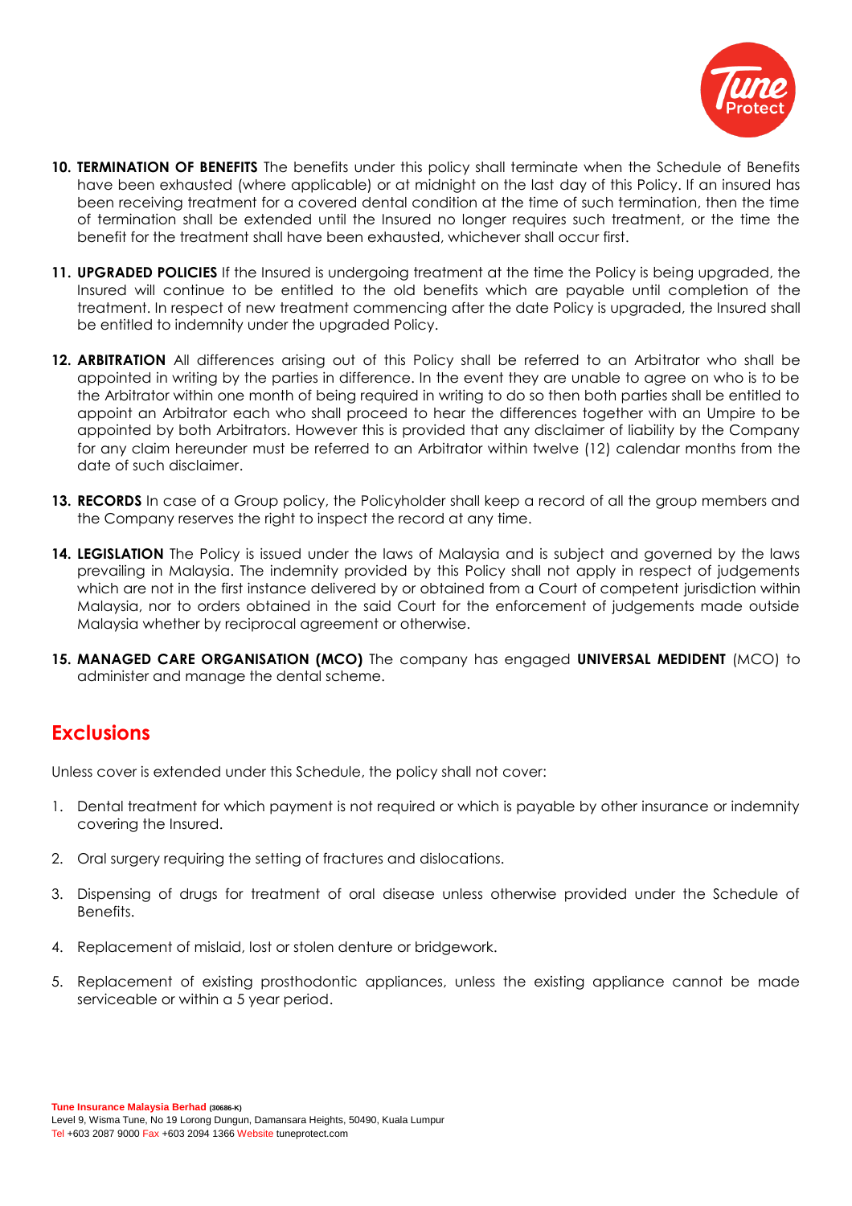10. **TERMINATION OF BENEFITS** The benefits under this policy shall terminate when the Schedule of Benefits have been exhausted (where applicable) or at midnight on the last day of this Policy. If an insured has been receiving treatment for a covered dental condition at the time of such termination, then the time of termination shall be extended until the Insured no longer requires such treatment, or the time the benefit for the treatment shall have been exhausted, whichever shall occur first.

11. **UPGRADED POLICIES** If the Insured is undergoing treatment at the time the Policy is being upgraded, the Insured will continue to be entitled to the old benefits which are payable until completion of the treatment. In respect of new treatment commencing after the date Policy is upgraded, the Insured shall be entitled to indemnity under the upgraded Policy.

12. **ARBITRATION** All differences arising out of this Policy shall be referred to an Arbitrator who shall be appointed in writing by the parties in difference. In the event they are unable to agree on who is to be the Arbitrator within one month of being required in writing to do so then both parties shall be entitled to appoint an Arbitrator each who shall proceed to hear the differences together with an Umpire to be appointed by both Arbitrators. However this is provided that any disclaimer of liability by the Company for any claim hereunder must be referred to an Arbitrator within twelve (12) calendar months from the date of such disclaimer.

13. **RECORDS** In case of a Group policy, the Policyholder shall keep a record of all the group members and the Company reserves the right to inspect the record at any time.

14. **LEGISLATION** The Policy is issued under the laws of Malaysia and is subject and governed by the laws prevailing in Malaysia. The indemnity provided by this Policy shall not apply in respect of judgements which are not in the first instance delivered by or obtained from a Court of competent jurisdiction within Malaysia, nor to orders obtained in the said Court for the enforcement of judgements made outside Malaysia whether by reciprocal agreement or otherwise.

15. **MANAGED CARE ORGANISATION (MCO)** The company has engaged **UNIVERSAL MEDIDENT** (MCO) to administer and manage the dental scheme.

## Exclusions

Unless cover is extended under this Schedule, the policy shall not cover:

1. Dental treatment for which payment is not required or which is payable by other insurance or indemnity covering the Insured.
2. Oral surgery requiring the setting of fractures and dislocations.
3. Dispensing of drugs for treatment of oral disease unless otherwise provided under the Schedule of Benefits.
4. Replacement of mislaid, lost or stolen denture or bridgework.
5. Replacement of existing prosthodontic appliances, unless the existing appliance cannot be made serviceable or within a 5 year period.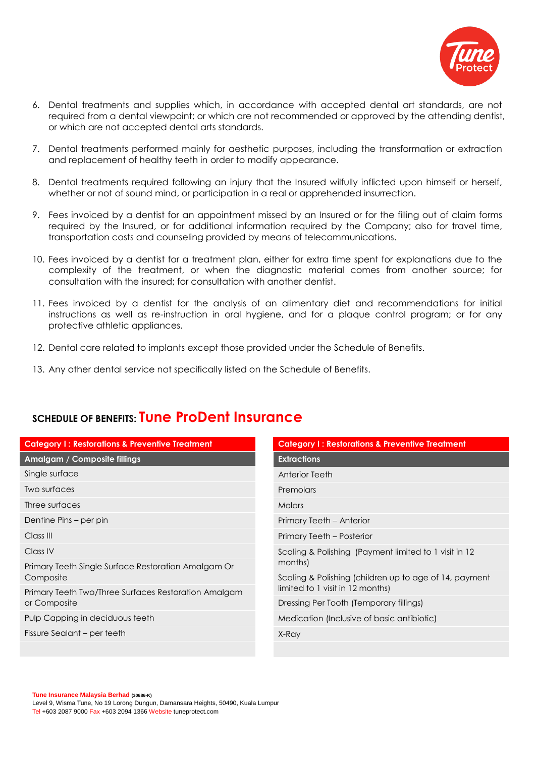6. Dental treatments and supplies which, in accordance with accepted dental art standards, are not required from a dental viewpoint; or which are not recommended or approved by the attending dentist, or which are not accepted dental arts standards.

7. Dental treatments performed mainly for aesthetic purposes, including the transformation or extraction and replacement of healthy teeth in order to modify appearance.

8. Dental treatments required following an injury that the Insured wilfully inflicted upon himself or herself, whether or not of sound mind, or participation in a real or apprehended insurrection.

9. Fees invoiced by a dentist for an appointment missed by an Insured or for the filling out of claim forms required by the Insured, or for additional information required by the Company; also for travel time, transportation costs and counseling provided by means of telecommunications.

10. Fees invoiced by a dentist for a treatment plan, either for extra time spent for explanations due to the complexity of the treatment, or when the diagnostic material comes from another source; for consultation with the insured; for consultation with another dentist.

11. Fees invoiced by a dentist for the analysis of an alimentary diet and recommendations for initial instructions as well as re-instruction in oral hygiene, and for a plaque control program; or for any protective athletic appliances.

12. Dental care related to implants except those provided under the Schedule of Benefits.

13. Any other dental service not specifically listed on the Schedule of Benefits.

## SCHEDULE OF BENEFITS: Tune ProDent Insurance

| Category I : Restorations & Preventive Treatment |
|---|
| **Amalgam / Composite fillings** |
| Single surface |
| Two surfaces |
| Three surfaces |
| Dentine Pins – per pin |
| Class III |
| Class IV |
| Primary Teeth Single Surface Restoration Amalgam Or Composite |
| Primary Teeth Two/Three Surfaces Restoration Amalgam or Composite |
| Pulp Capping in deciduous teeth |
| Fissure Sealant – per teeth |

| Category I : Restorations & Preventive Treatment |
|---|
| **Extractions** |
| Anterior Teeth |
| Premolars |
| Molars |
| Primary Teeth – Anterior |
| Primary Teeth – Posterior |
| Scaling & Polishing (Payment limited to 1 visit in 12 months) |
| Scaling & Polishing (children up to age of 14, payment limited to 1 visit in 12 months) |
| Dressing Per Tooth (Temporary fillings) |
| Medication (Inclusive of basic antibiotic) |
| X-Ray |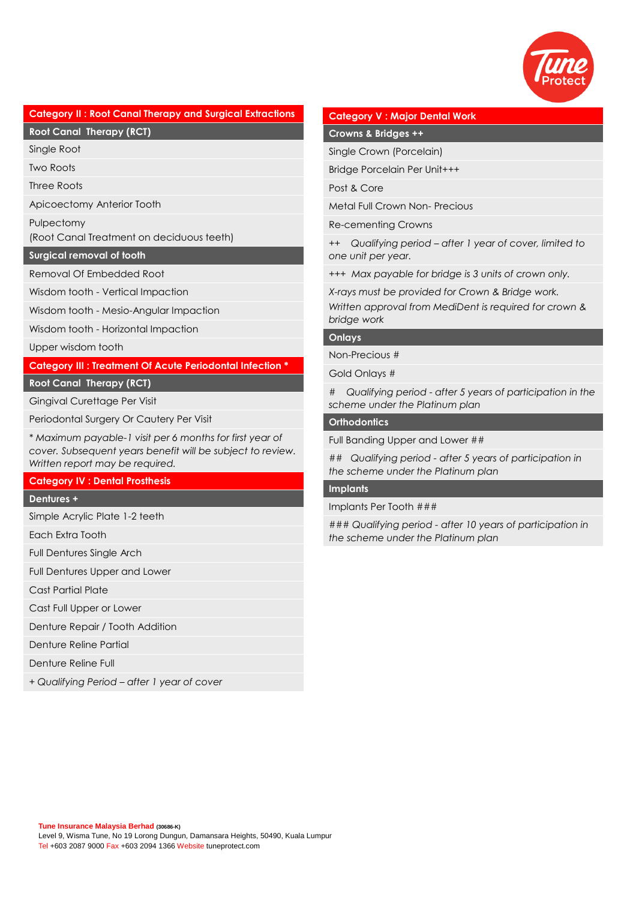## Category II : Root Canal Therapy and Surgical Extractions

### Root Canal Therapy (RCT)

- Single Root
- Two Roots
- Three Roots
- Apicoectomy Anterior Tooth
- Pulpectomy
  (Root Canal Treatment on deciduous teeth)

### Surgical removal of tooth

- Removal Of Embedded Root
- Wisdom tooth - Vertical Impaction
- Wisdom tooth - Mesio-Angular Impaction
- Wisdom tooth - Horizontal Impaction
- Upper wisdom tooth

## Category III : Treatment Of Acute Periodontal Infection *

### Root Canal Therapy (RCT)

- Gingival Curettage Per Visit
- Periodontal Surgery Or Cautery Per Visit

*\* Maximum payable-1 visit per 6 months for first year of cover. Subsequent years benefit will be subject to review. Written report may be required.*

## Category IV : Dental Prosthesis

### Dentures +

- Simple Acrylic Plate 1-2 teeth
- Each Extra Tooth
- Full Dentures Single Arch
- Full Dentures Upper and Lower
- Cast Partial Plate
- Cast Full Upper or Lower
- Denture Repair / Tooth Addition
- Denture Reline Partial
- Denture Reline Full

*+ Qualifying Period – after 1 year of cover*

## Category V : Major Dental Work

### Crowns & Bridges ++

- Single Crown (Porcelain)
- Bridge Porcelain Per Unit+++
- Post & Core
- Metal Full Crown Non- Precious
- Re-cementing Crowns

*++ Qualifying period – after 1 year of cover, limited to one unit per year.*

*+++ Max payable for bridge is 3 units of crown only.*

*X-rays must be provided for Crown & Bridge work.*

*Written approval from MediDent is required for crown & bridge work*

### Onlays

- Non-Precious #
- Gold Onlays #

*# Qualifying period - after 5 years of participation in the scheme under the Platinum plan*

### Orthodontics

- Full Banding Upper and Lower ##

*## Qualifying period - after 5 years of participation in the scheme under the Platinum plan*

### Implants

- Implants Per Tooth ###

*### Qualifying period - after 10 years of participation in the scheme under the Platinum plan*

**Tune Insurance Malaysia Berhad** (30686-K)
Level 9, Wisma Tune, No 19 Lorong Dungun, Damansara Heights, 50490, Kuala Lumpur
Tel +603 2087 9000 Fax +603 2094 1366 Website tuneprotect.com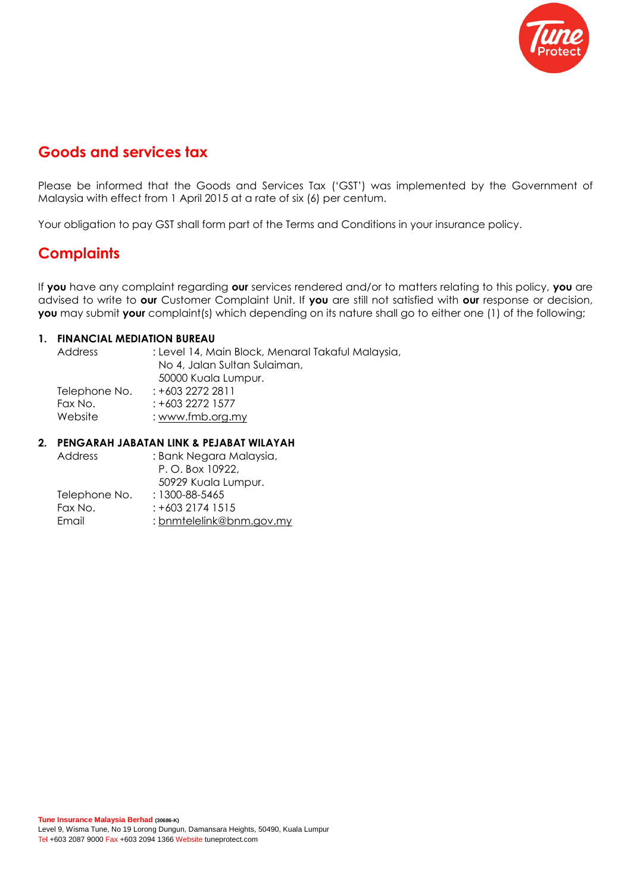## Goods and services tax

Please be informed that the Goods and Services Tax ('GST') was implemented by the Government of Malaysia with effect from 1 April 2015 at a rate of six (6) per centum.

Your obligation to pay GST shall form part of the Terms and Conditions in your insurance policy.

## Complaints

If **you** have any complaint regarding **our** services rendered and/or to matters relating to this policy, **you** are advised to write to **our** Customer Complaint Unit. If **you** are still not satisfied with **our** response or decision, **you** may submit **your** complaint(s) which depending on its nature shall go to either one (1) of the following;

**1. FINANCIAL MEDIATION BUREAU**

| | |
|---|---|
| Address | : Level 14, Main Block, Menara Takaful Malaysia, No 4, Jalan Sultan Sulaiman, 50000 Kuala Lumpur. |
| Telephone No. | : +603 2272 2811 |
| Fax No. | : +603 2272 1577 |
| Website | : www.fmb.org.my |

**2. PENGARAH JABATAN LINK & PEJABAT WILAYAH**

| | |
|---|---|
| Address | : Bank Negara Malaysia, P. O. Box 10922, 50929 Kuala Lumpur. |
| Telephone No. | : 1300-88-5465 |
| Fax No. | : +603 2174 1515 |
| Email | : bnmtelelink@bnm.gov.my |

**Tune Insurance Malaysia Berhad** (30686-K)
Level 9, Wisma Tune, No 19 Lorong Dungun, Damansara Heights, 50490, Kuala Lumpur
Tel +603 2087 9000 Fax +603 2094 1366 Website tuneprotect.com